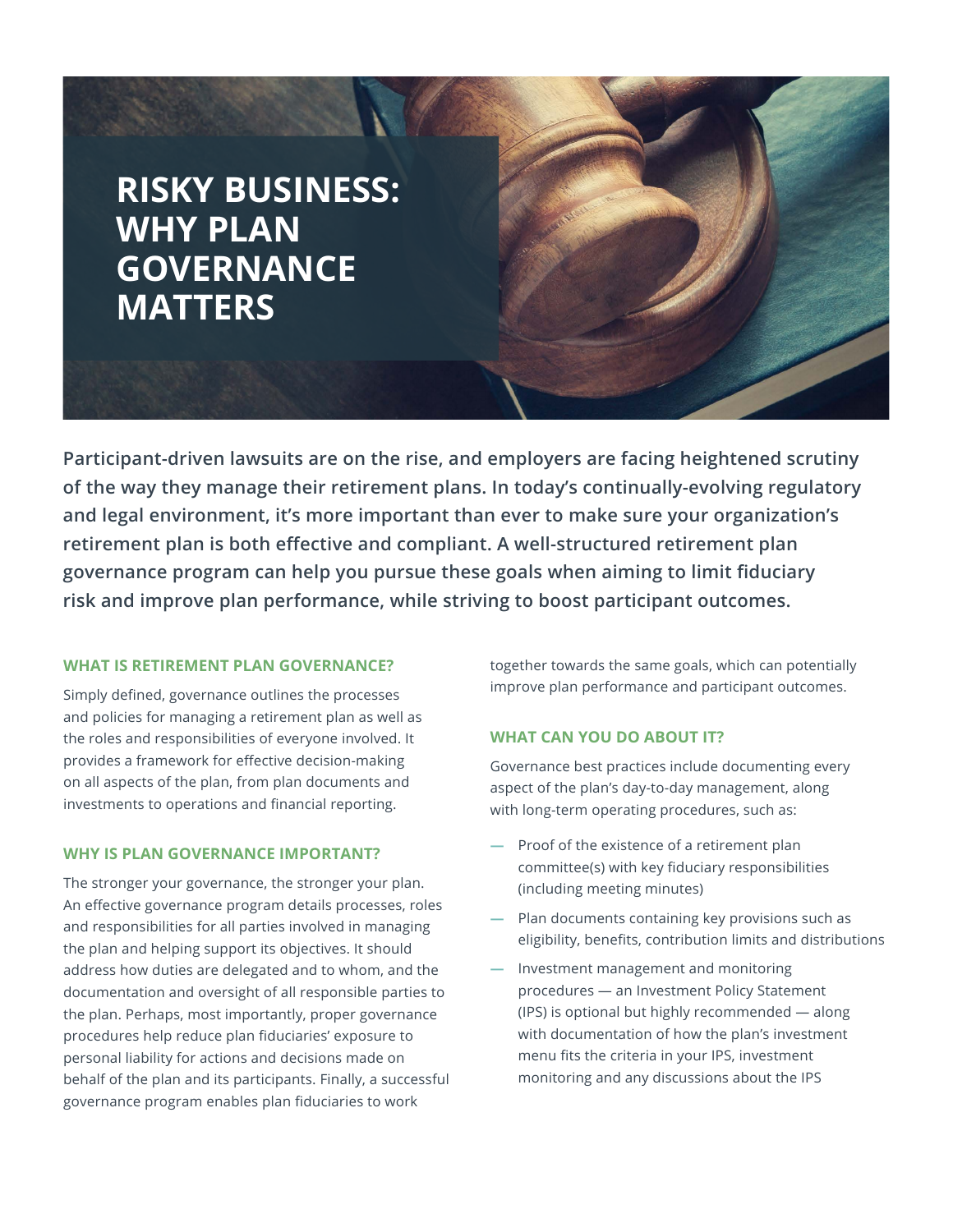# RISKY BUSINESS: WHY PLAN GOVERNANCE MATTERS

**Participant-driven lawsuits are on the rise, and employers are facing heightened scrutiny of the way they manage their retirement plans. In today's continually-evolving regulatory and legal environment, it's more important than ever to make sure your organization's retirement plan is both effective and compliant. A well-structured retirement plan governance program can help you pursue these goals when aiming to limit fiduciary risk and improve plan performance, while striving to boost participant outcomes.**

## WHAT IS RETIREMENT PLAN GOVERNANCE?

Simply defined, governance outlines the processes and policies for managing a retirement plan as well as the roles and responsibilities of everyone involved. It provides a framework for effective decision-making on all aspects of the plan, from plan documents and investments to operations and financial reporting.

## WHY IS PLAN GOVERNANCE IMPORTANT?

The stronger your governance, the stronger your plan. An effective governance program details processes, roles and responsibilities for all parties involved in managing the plan and helping support its objectives. It should address how duties are delegated and to whom, and the documentation and oversight of all responsible parties to the plan. Perhaps, most importantly, proper governance procedures help reduce plan fiduciaries' exposure to personal liability for actions and decisions made on behalf of the plan and its participants. Finally, a successful governance program enables plan fiduciaries to work together towards the same goals, which can potentially improve plan performance and participant outcomes.

## WHAT CAN YOU DO ABOUT IT?

Governance best practices include documenting every aspect of the plan's day-to-day management, along with long-term operating procedures, such as:

- Proof of the existence of a retirement plan committee(s) with key fiduciary responsibilities (including meeting minutes)
- Plan documents containing key provisions such as eligibility, benefits, contribution limits and distributions
- Investment management and monitoring procedures — an Investment Policy Statement (IPS) is optional but highly recommended — along with documentation of how the plan's investment menu fits the criteria in your IPS, investment monitoring and any discussions about the IPS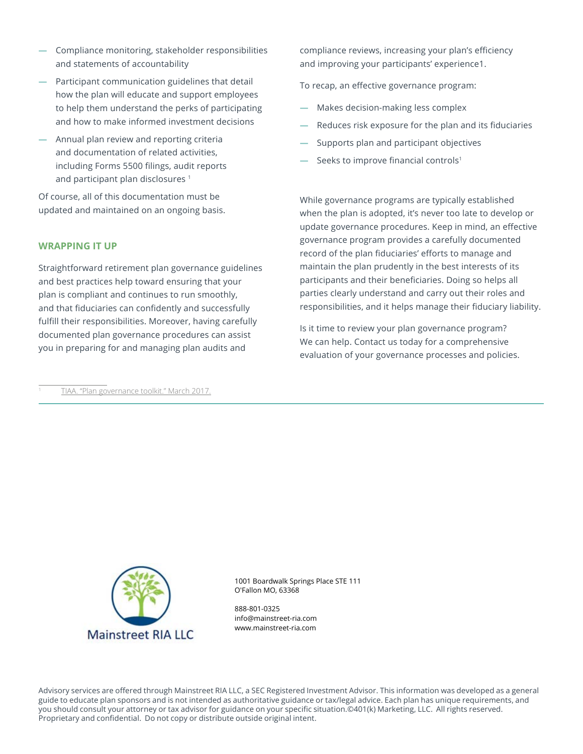- Compliance monitoring, stakeholder responsibilities and statements of accountability
- Participant communication guidelines that detail how the plan will educate and support employees to help them understand the perks of participating and how to make informed investment decisions
- Annual plan review and reporting criteria and documentation of related activities, including Forms 5500 filings, audit reports and participant plan disclosures [1]

Of course, all of this documentation must be updated and maintained on an ongoing basis.

## WRAPPING IT UP

Straightforward retirement plan governance guidelines and best practices help toward ensuring that your plan is compliant and continues to run smoothly, and that fiduciaries can confidently and successfully fulfill their responsibilities. Moreover, having carefully documented plan governance procedures can assist you in preparing for and managing plan audits and compliance reviews, increasing your plan's efficiency and improving your participants' experience1.

To recap, an effective governance program:

- Makes decision-making less complex
- Reduces risk exposure for the plan and its fiduciaries
- Supports plan and participant objectives
- Seeks to improve financial controls[1]

While governance programs are typically established when the plan is adopted, it's never too late to develop or update governance procedures. Keep in mind, an effective governance program provides a carefully documented record of the plan fiduciaries' efforts to manage and maintain the plan prudently in the best interests of its participants and their beneficiaries. Doing so helps all parties clearly understand and carry out their roles and responsibilities, and it helps manage their fiduciary liability.

Is it time to review your plan governance program? We can help. Contact us today for a comprehensive evaluation of your governance processes and policies.

[1] TIAA. "Plan governance toolkit." March 2017.

Mainstreet RIA LLC

1001 Boardwalk Springs Place STE 111
O'Fallon MO, 63368

888-801-0325
info@mainstreet-ria.com
www.mainstreet-ria.com

Advisory services are offered through Mainstreet RIA LLC, a SEC Registered Investment Advisor. This information was developed as a general guide to educate plan sponsors and is not intended as authoritative guidance or tax/legal advice. Each plan has unique requirements, and you should consult your attorney or tax advisor for guidance on your specific situation.©401(k) Marketing, LLC. All rights reserved. Proprietary and confidential. Do not copy or distribute outside original intent.